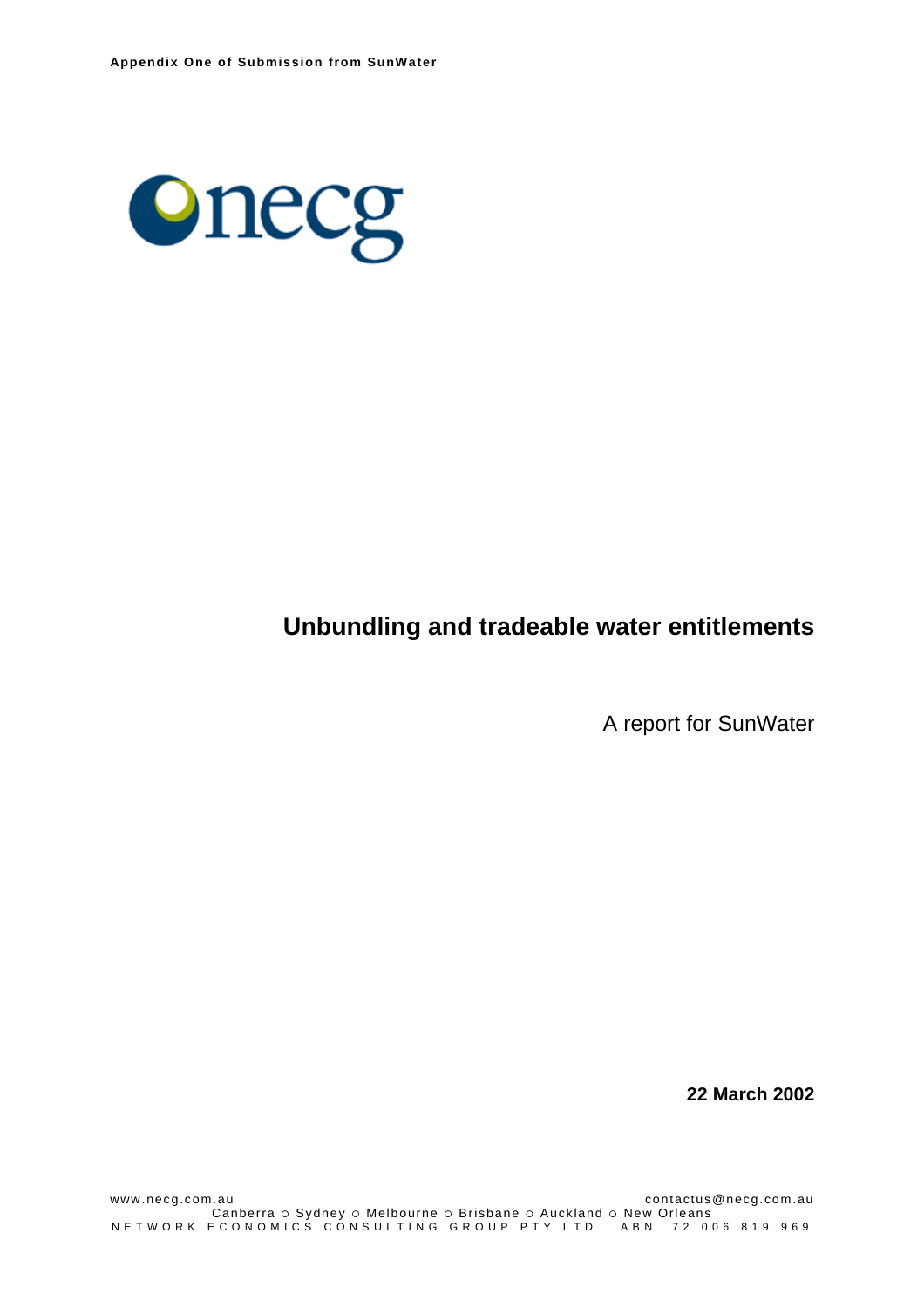**Appendix One of Submission from SunWater**

necg

# Unbundling and tradeable water entitlements

A report for SunWater

**22 March 2002**

www.necg.com.au contactus@necg.com.au
Canberra ○ Sydney ○ Melbourne ○ Brisbane ○ Auckland ○ New Orleans
NETWORK ECONOMICS CONSULTING GROUP PTY LTD ABN 72 006 819 969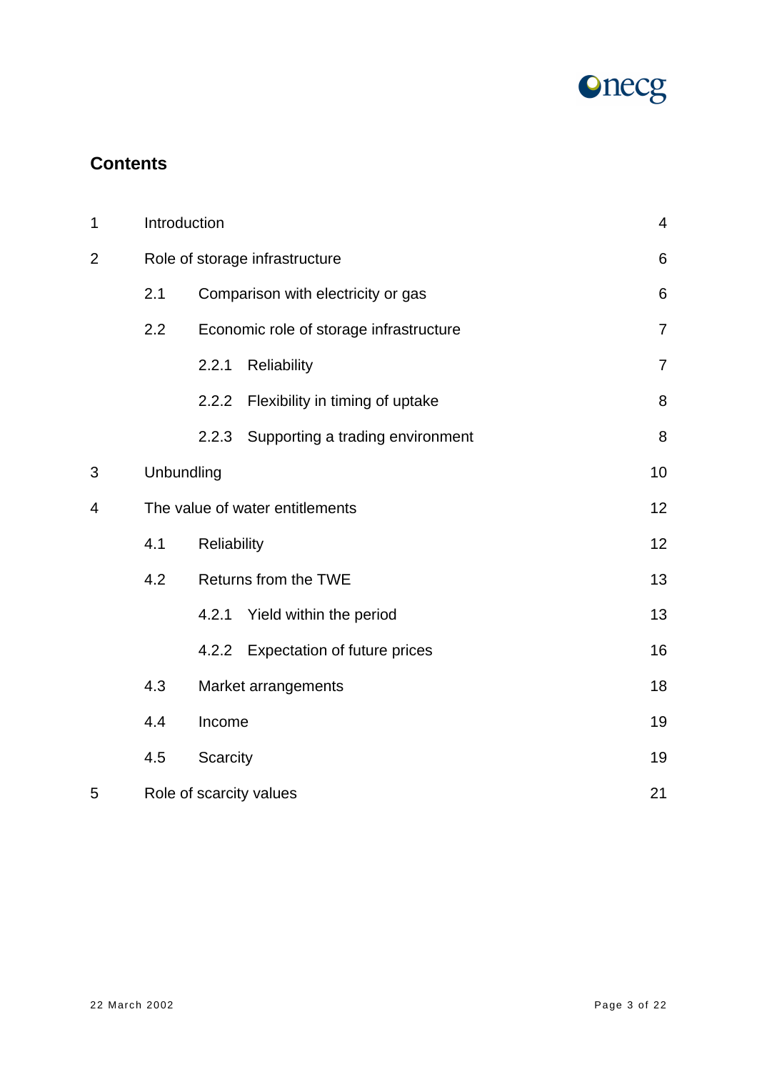## Contents

| | | | |
|---|---|---|---|
| 1 | Introduction | | 4 |
| 2 | Role of storage infrastructure | | 6 |
| | 2.1 | Comparison with electricity or gas | 6 |
| | 2.2 | Economic role of storage infrastructure | 7 |
| | | 2.2.1 Reliability | 7 |
| | | 2.2.2 Flexibility in timing of uptake | 8 |
| | | 2.2.3 Supporting a trading environment | 8 |
| 3 | Unbundling | | 10 |
| 4 | The value of water entitlements | | 12 |
| | 4.1 | Reliability | 12 |
| | 4.2 | Returns from the TWE | 13 |
| | | 4.2.1 Yield within the period | 13 |
| | | 4.2.2 Expectation of future prices | 16 |
| | 4.3 | Market arrangements | 18 |
| | 4.4 | Income | 19 |
| | 4.5 | Scarcity | 19 |
| 5 | Role of scarcity values | | 21 |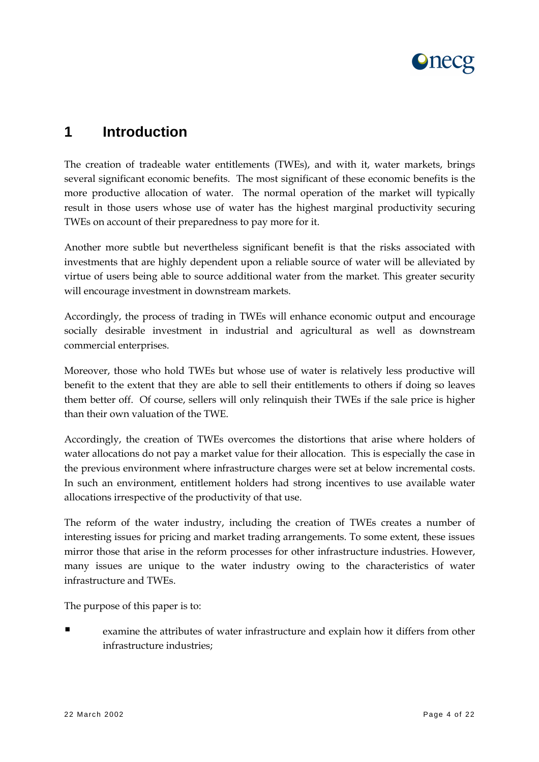# 1 Introduction

The creation of tradeable water entitlements (TWEs), and with it, water markets, brings several significant economic benefits. The most significant of these economic benefits is the more productive allocation of water. The normal operation of the market will typically result in those users whose use of water has the highest marginal productivity securing TWEs on account of their preparedness to pay more for it.

Another more subtle but nevertheless significant benefit is that the risks associated with investments that are highly dependent upon a reliable source of water will be alleviated by virtue of users being able to source additional water from the market. This greater security will encourage investment in downstream markets.

Accordingly, the process of trading in TWEs will enhance economic output and encourage socially desirable investment in industrial and agricultural as well as downstream commercial enterprises.

Moreover, those who hold TWEs but whose use of water is relatively less productive will benefit to the extent that they are able to sell their entitlements to others if doing so leaves them better off. Of course, sellers will only relinquish their TWEs if the sale price is higher than their own valuation of the TWE.

Accordingly, the creation of TWEs overcomes the distortions that arise where holders of water allocations do not pay a market value for their allocation. This is especially the case in the previous environment where infrastructure charges were set at below incremental costs. In such an environment, entitlement holders had strong incentives to use available water allocations irrespective of the productivity of that use.

The reform of the water industry, including the creation of TWEs creates a number of interesting issues for pricing and market trading arrangements. To some extent, these issues mirror those that arise in the reform processes for other infrastructure industries. However, many issues are unique to the water industry owing to the characteristics of water infrastructure and TWEs.

The purpose of this paper is to:

- examine the attributes of water infrastructure and explain how it differs from other infrastructure industries;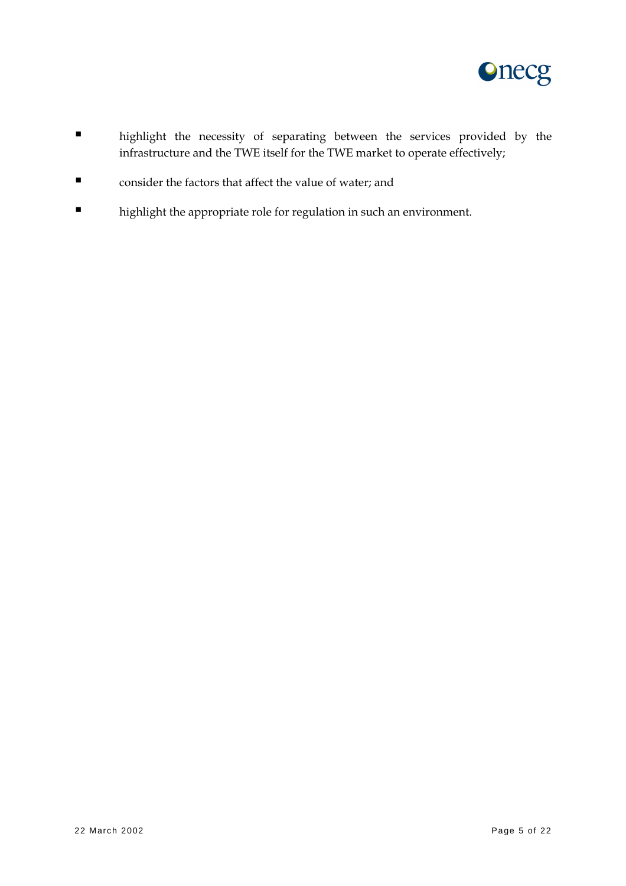- highlight the necessity of separating between the services provided by the infrastructure and the TWE itself for the TWE market to operate effectively;
- consider the factors that affect the value of water; and
- highlight the appropriate role for regulation in such an environment.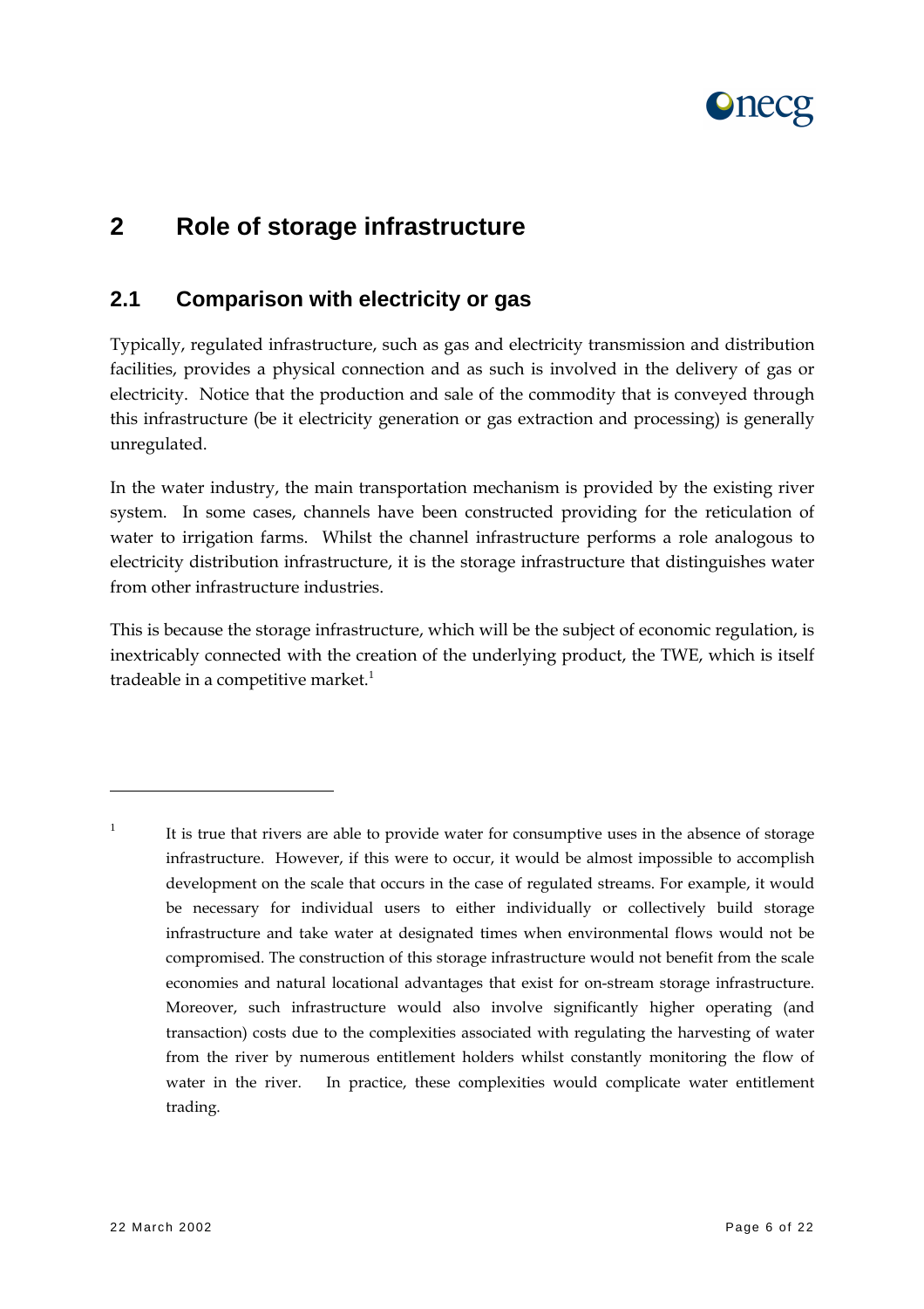# 2 Role of storage infrastructure

## 2.1 Comparison with electricity or gas

Typically, regulated infrastructure, such as gas and electricity transmission and distribution facilities, provides a physical connection and as such is involved in the delivery of gas or electricity. Notice that the production and sale of the commodity that is conveyed through this infrastructure (be it electricity generation or gas extraction and processing) is generally unregulated.

In the water industry, the main transportation mechanism is provided by the existing river system. In some cases, channels have been constructed providing for the reticulation of water to irrigation farms. Whilst the channel infrastructure performs a role analogous to electricity distribution infrastructure, it is the storage infrastructure that distinguishes water from other infrastructure industries.

This is because the storage infrastructure, which will be the subject of economic regulation, is inextricably connected with the creation of the underlying product, the TWE, which is itself tradeable in a competitive market.[1]

---

[1] It is true that rivers are able to provide water for consumptive uses in the absence of storage infrastructure. However, if this were to occur, it would be almost impossible to accomplish development on the scale that occurs in the case of regulated streams. For example, it would be necessary for individual users to either individually or collectively build storage infrastructure and take water at designated times when environmental flows would not be compromised. The construction of this storage infrastructure would not benefit from the scale economies and natural locational advantages that exist for on-stream storage infrastructure. Moreover, such infrastructure would also involve significantly higher operating (and transaction) costs due to the complexities associated with regulating the harvesting of water from the river by numerous entitlement holders whilst constantly monitoring the flow of water in the river. In practice, these complexities would complicate water entitlement trading.

22 March 2002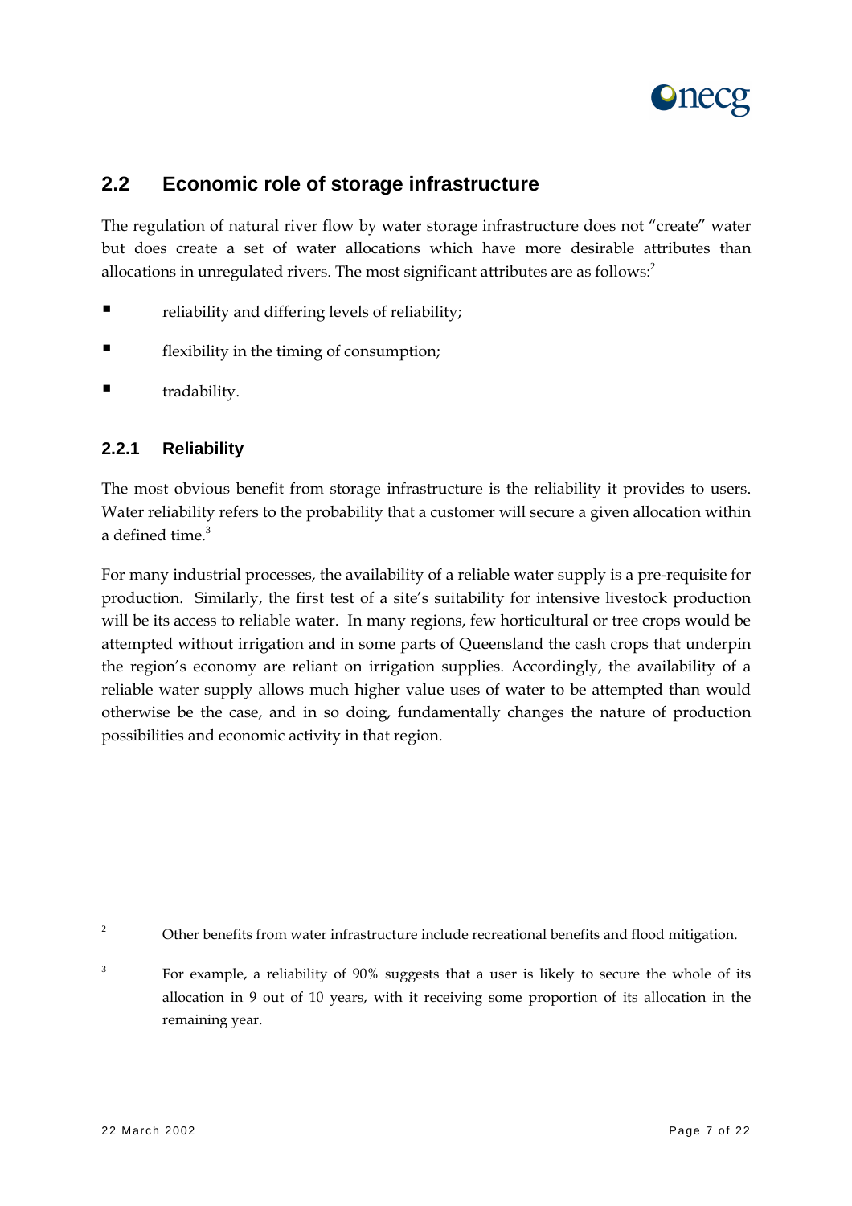## 2.2 Economic role of storage infrastructure

The regulation of natural river flow by water storage infrastructure does not "create" water but does create a set of water allocations which have more desirable attributes than allocations in unregulated rivers. The most significant attributes are as follows:[2]

- reliability and differing levels of reliability;
- flexibility in the timing of consumption;
- tradability.

### 2.2.1 Reliability

The most obvious benefit from storage infrastructure is the reliability it provides to users. Water reliability refers to the probability that a customer will secure a given allocation within a defined time.[3]

For many industrial processes, the availability of a reliable water supply is a pre-requisite for production. Similarly, the first test of a site's suitability for intensive livestock production will be its access to reliable water. In many regions, few horticultural or tree crops would be attempted without irrigation and in some parts of Queensland the cash crops that underpin the region's economy are reliant on irrigation supplies. Accordingly, the availability of a reliable water supply allows much higher value uses of water to be attempted than would otherwise be the case, and in so doing, fundamentally changes the nature of production possibilities and economic activity in that region.

---

[2] Other benefits from water infrastructure include recreational benefits and flood mitigation.

[3] For example, a reliability of 90% suggests that a user is likely to secure the whole of its allocation in 9 out of 10 years, with it receiving some proportion of its allocation in the remaining year.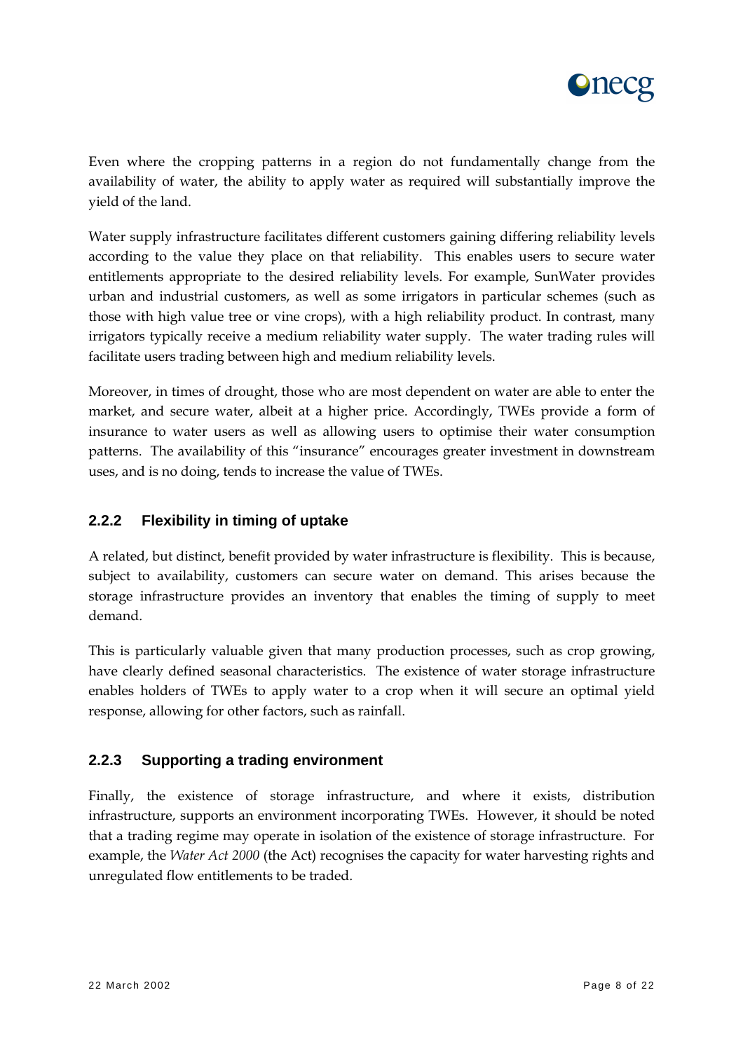Even where the cropping patterns in a region do not fundamentally change from the availability of water, the ability to apply water as required will substantially improve the yield of the land.

Water supply infrastructure facilitates different customers gaining differing reliability levels according to the value they place on that reliability. This enables users to secure water entitlements appropriate to the desired reliability levels. For example, SunWater provides urban and industrial customers, as well as some irrigators in particular schemes (such as those with high value tree or vine crops), with a high reliability product. In contrast, many irrigators typically receive a medium reliability water supply. The water trading rules will facilitate users trading between high and medium reliability levels.

Moreover, in times of drought, those who are most dependent on water are able to enter the market, and secure water, albeit at a higher price. Accordingly, TWEs provide a form of insurance to water users as well as allowing users to optimise their water consumption patterns. The availability of this "insurance" encourages greater investment in downstream uses, and is no doing, tends to increase the value of TWEs.

### 2.2.2 Flexibility in timing of uptake

A related, but distinct, benefit provided by water infrastructure is flexibility. This is because, subject to availability, customers can secure water on demand. This arises because the storage infrastructure provides an inventory that enables the timing of supply to meet demand.

This is particularly valuable given that many production processes, such as crop growing, have clearly defined seasonal characteristics. The existence of water storage infrastructure enables holders of TWEs to apply water to a crop when it will secure an optimal yield response, allowing for other factors, such as rainfall.

### 2.2.3 Supporting a trading environment

Finally, the existence of storage infrastructure, and where it exists, distribution infrastructure, supports an environment incorporating TWEs. However, it should be noted that a trading regime may operate in isolation of the existence of storage infrastructure. For example, the *Water Act 2000* (the Act) recognises the capacity for water harvesting rights and unregulated flow entitlements to be traded.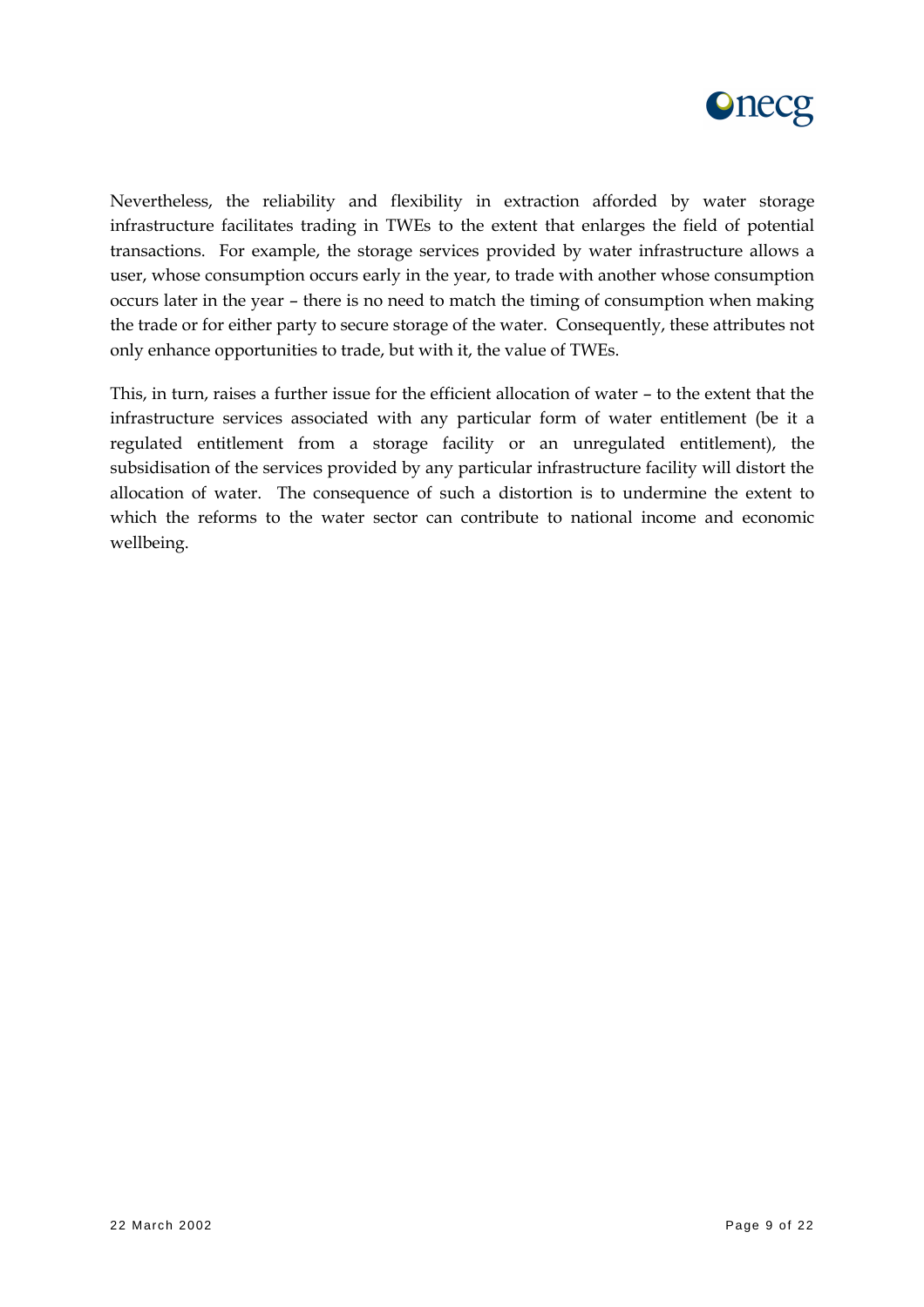Nevertheless, the reliability and flexibility in extraction afforded by water storage infrastructure facilitates trading in TWEs to the extent that enlarges the field of potential transactions. For example, the storage services provided by water infrastructure allows a user, whose consumption occurs early in the year, to trade with another whose consumption occurs later in the year – there is no need to match the timing of consumption when making the trade or for either party to secure storage of the water. Consequently, these attributes not only enhance opportunities to trade, but with it, the value of TWEs.

This, in turn, raises a further issue for the efficient allocation of water – to the extent that the infrastructure services associated with any particular form of water entitlement (be it a regulated entitlement from a storage facility or an unregulated entitlement), the subsidisation of the services provided by any particular infrastructure facility will distort the allocation of water. The consequence of such a distortion is to undermine the extent to which the reforms to the water sector can contribute to national income and economic wellbeing.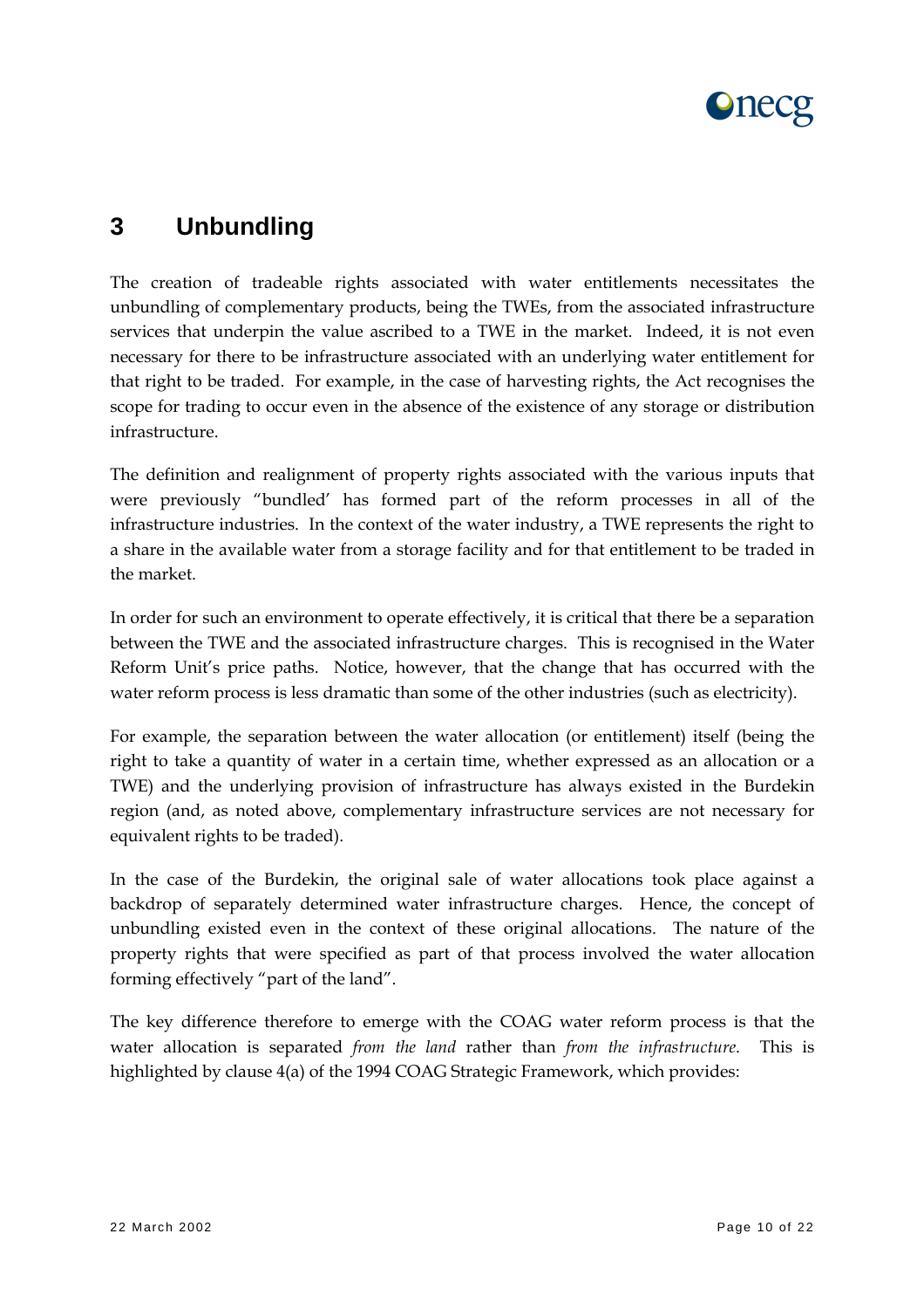# 3 Unbundling

The creation of tradeable rights associated with water entitlements necessitates the unbundling of complementary products, being the TWEs, from the associated infrastructure services that underpin the value ascribed to a TWE in the market. Indeed, it is not even necessary for there to be infrastructure associated with an underlying water entitlement for that right to be traded. For example, in the case of harvesting rights, the Act recognises the scope for trading to occur even in the absence of the existence of any storage or distribution infrastructure.

The definition and realignment of property rights associated with the various inputs that were previously "bundled' has formed part of the reform processes in all of the infrastructure industries. In the context of the water industry, a TWE represents the right to a share in the available water from a storage facility and for that entitlement to be traded in the market.

In order for such an environment to operate effectively, it is critical that there be a separation between the TWE and the associated infrastructure charges. This is recognised in the Water Reform Unit's price paths. Notice, however, that the change that has occurred with the water reform process is less dramatic than some of the other industries (such as electricity).

For example, the separation between the water allocation (or entitlement) itself (being the right to take a quantity of water in a certain time, whether expressed as an allocation or a TWE) and the underlying provision of infrastructure has always existed in the Burdekin region (and, as noted above, complementary infrastructure services are not necessary for equivalent rights to be traded).

In the case of the Burdekin, the original sale of water allocations took place against a backdrop of separately determined water infrastructure charges. Hence, the concept of unbundling existed even in the context of these original allocations. The nature of the property rights that were specified as part of that process involved the water allocation forming effectively "part of the land".

The key difference therefore to emerge with the COAG water reform process is that the water allocation is separated *from the land* rather than *from the infrastructure*. This is highlighted by clause 4(a) of the 1994 COAG Strategic Framework, which provides: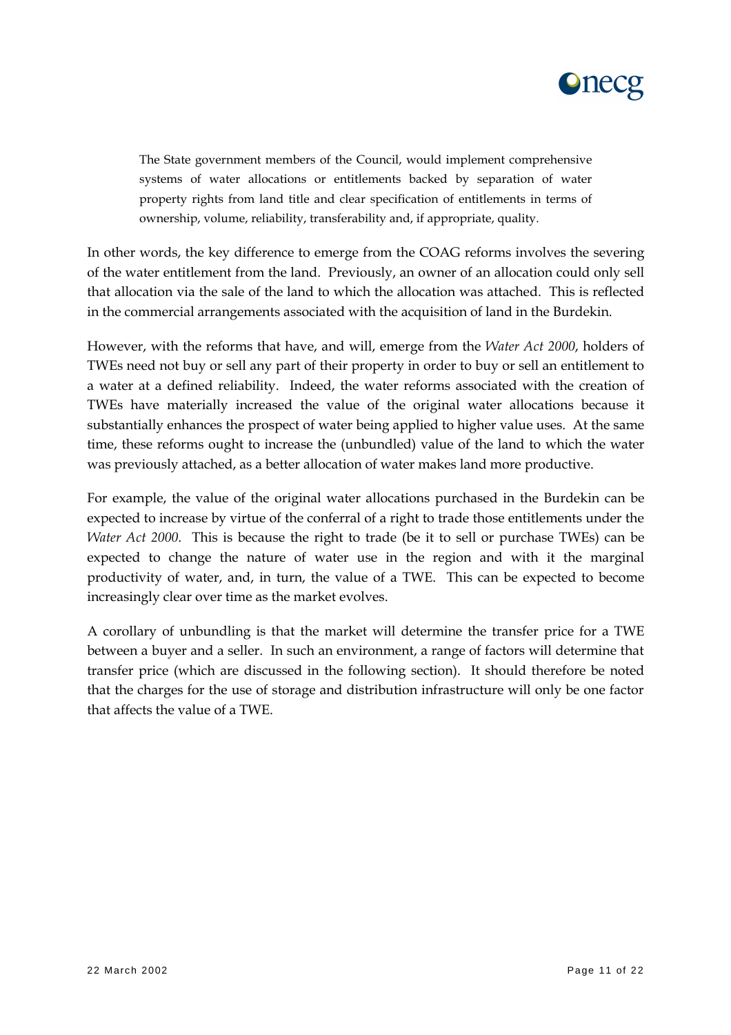> The State government members of the Council, would implement comprehensive systems of water allocations or entitlements backed by separation of water property rights from land title and clear specification of entitlements in terms of ownership, volume, reliability, transferability and, if appropriate, quality.

In other words, the key difference to emerge from the COAG reforms involves the severing of the water entitlement from the land. Previously, an owner of an allocation could only sell that allocation via the sale of the land to which the allocation was attached. This is reflected in the commercial arrangements associated with the acquisition of land in the Burdekin.

However, with the reforms that have, and will, emerge from the *Water Act 2000*, holders of TWEs need not buy or sell any part of their property in order to buy or sell an entitlement to a water at a defined reliability. Indeed, the water reforms associated with the creation of TWEs have materially increased the value of the original water allocations because it substantially enhances the prospect of water being applied to higher value uses. At the same time, these reforms ought to increase the (unbundled) value of the land to which the water was previously attached, as a better allocation of water makes land more productive.

For example, the value of the original water allocations purchased in the Burdekin can be expected to increase by virtue of the conferral of a right to trade those entitlements under the *Water Act 2000*. This is because the right to trade (be it to sell or purchase TWEs) can be expected to change the nature of water use in the region and with it the marginal productivity of water, and, in turn, the value of a TWE. This can be expected to become increasingly clear over time as the market evolves.

A corollary of unbundling is that the market will determine the transfer price for a TWE between a buyer and a seller. In such an environment, a range of factors will determine that transfer price (which are discussed in the following section). It should therefore be noted that the charges for the use of storage and distribution infrastructure will only be one factor that affects the value of a TWE.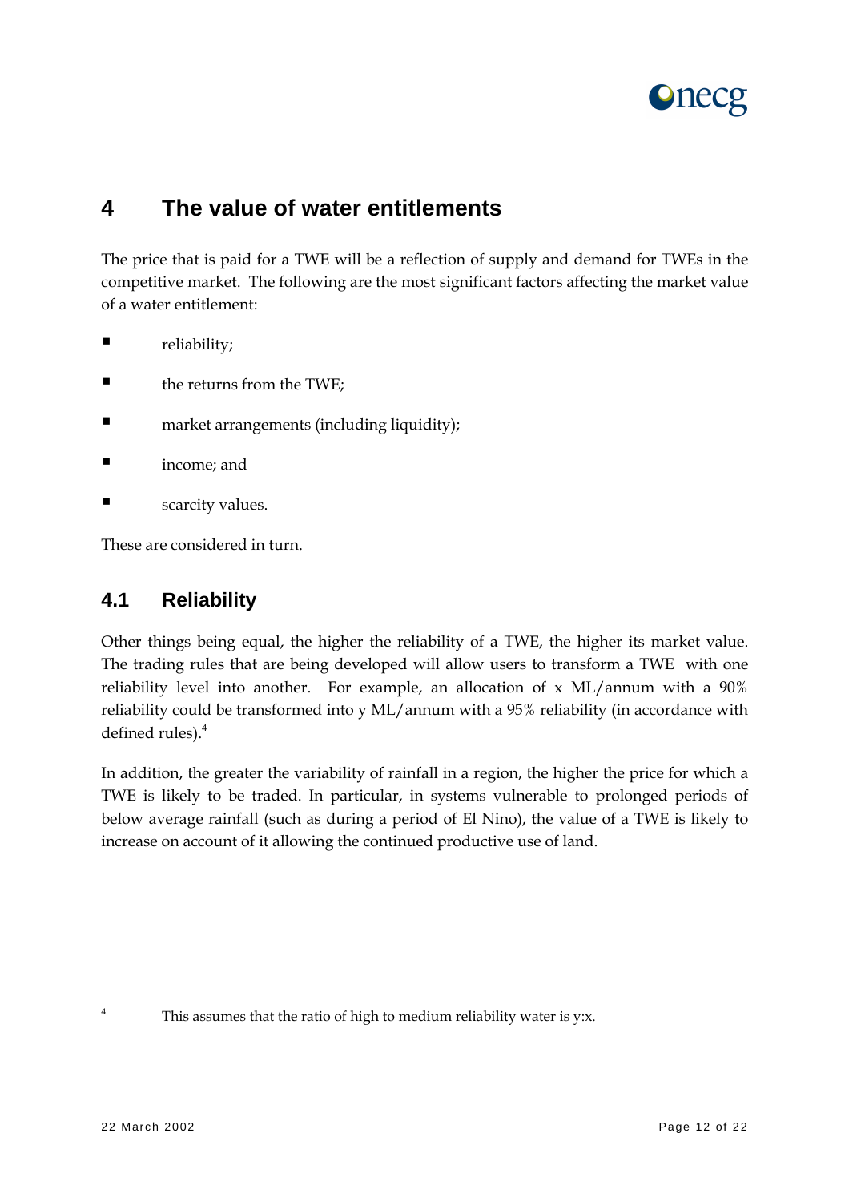# 4 The value of water entitlements

The price that is paid for a TWE will be a reflection of supply and demand for TWEs in the competitive market. The following are the most significant factors affecting the market value of a water entitlement:

- reliability;
- the returns from the TWE;
- market arrangements (including liquidity);
- income; and
- scarcity values.

These are considered in turn.

## 4.1 Reliability

Other things being equal, the higher the reliability of a TWE, the higher its market value. The trading rules that are being developed will allow users to transform a TWE with one reliability level into another. For example, an allocation of x ML/annum with a 90% reliability could be transformed into y ML/annum with a 95% reliability (in accordance with defined rules).[4]

In addition, the greater the variability of rainfall in a region, the higher the price for which a TWE is likely to be traded. In particular, in systems vulnerable to prolonged periods of below average rainfall (such as during a period of El Nino), the value of a TWE is likely to increase on account of it allowing the continued productive use of land.

---

[4] This assumes that the ratio of high to medium reliability water is y:x.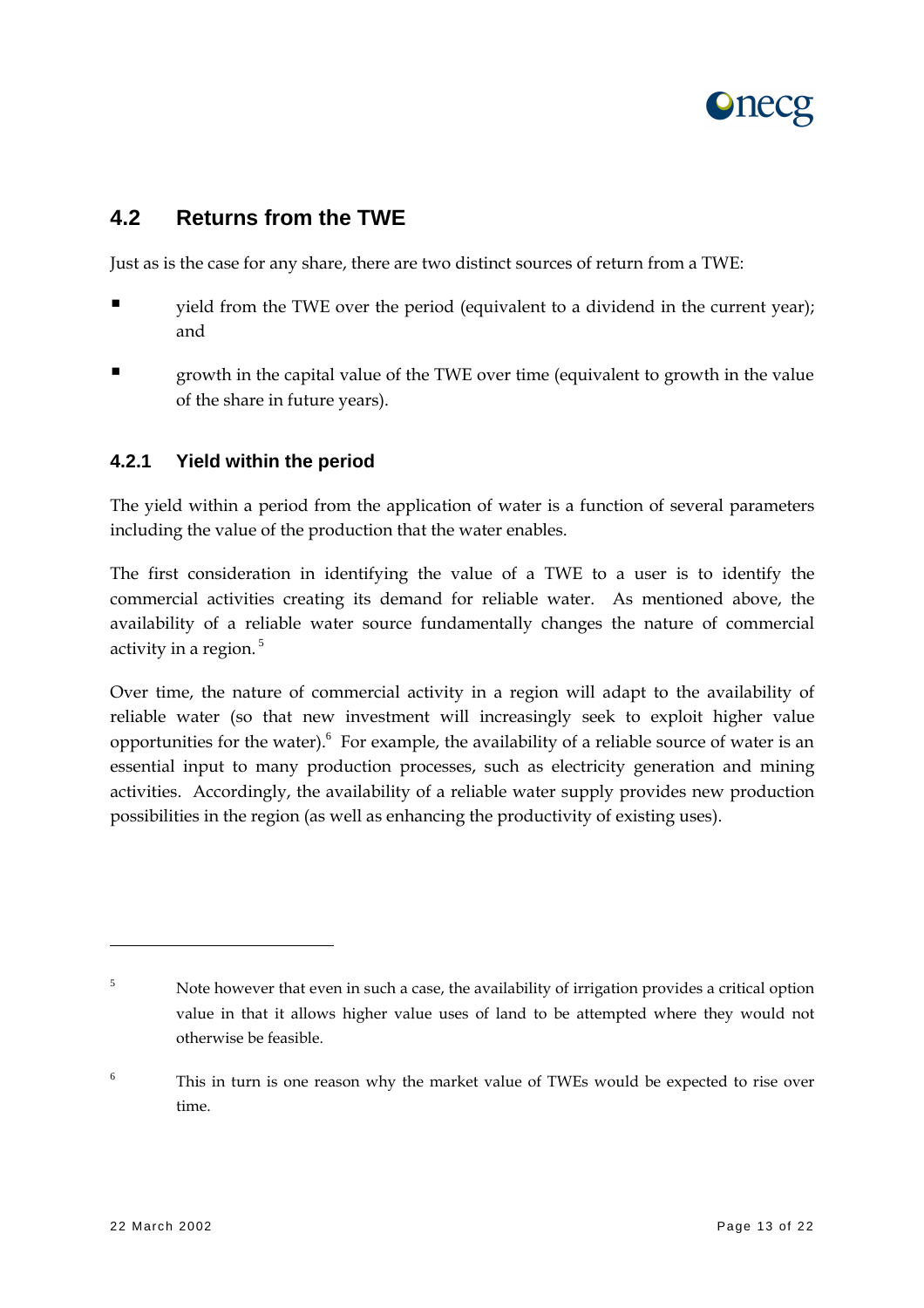## 4.2 Returns from the TWE

Just as is the case for any share, there are two distinct sources of return from a TWE:

- yield from the TWE over the period (equivalent to a dividend in the current year); and
- growth in the capital value of the TWE over time (equivalent to growth in the value of the share in future years).

### 4.2.1 Yield within the period

The yield within a period from the application of water is a function of several parameters including the value of the production that the water enables.

The first consideration in identifying the value of a TWE to a user is to identify the commercial activities creating its demand for reliable water. As mentioned above, the availability of a reliable water source fundamentally changes the nature of commercial activity in a region. [5]

Over time, the nature of commercial activity in a region will adapt to the availability of reliable water (so that new investment will increasingly seek to exploit higher value opportunities for the water).[6] For example, the availability of a reliable source of water is an essential input to many production processes, such as electricity generation and mining activities. Accordingly, the availability of a reliable water supply provides new production possibilities in the region (as well as enhancing the productivity of existing uses).

---

[5] Note however that even in such a case, the availability of irrigation provides a critical option value in that it allows higher value uses of land to be attempted where they would not otherwise be feasible.

[6] This in turn is one reason why the market value of TWEs would be expected to rise over time.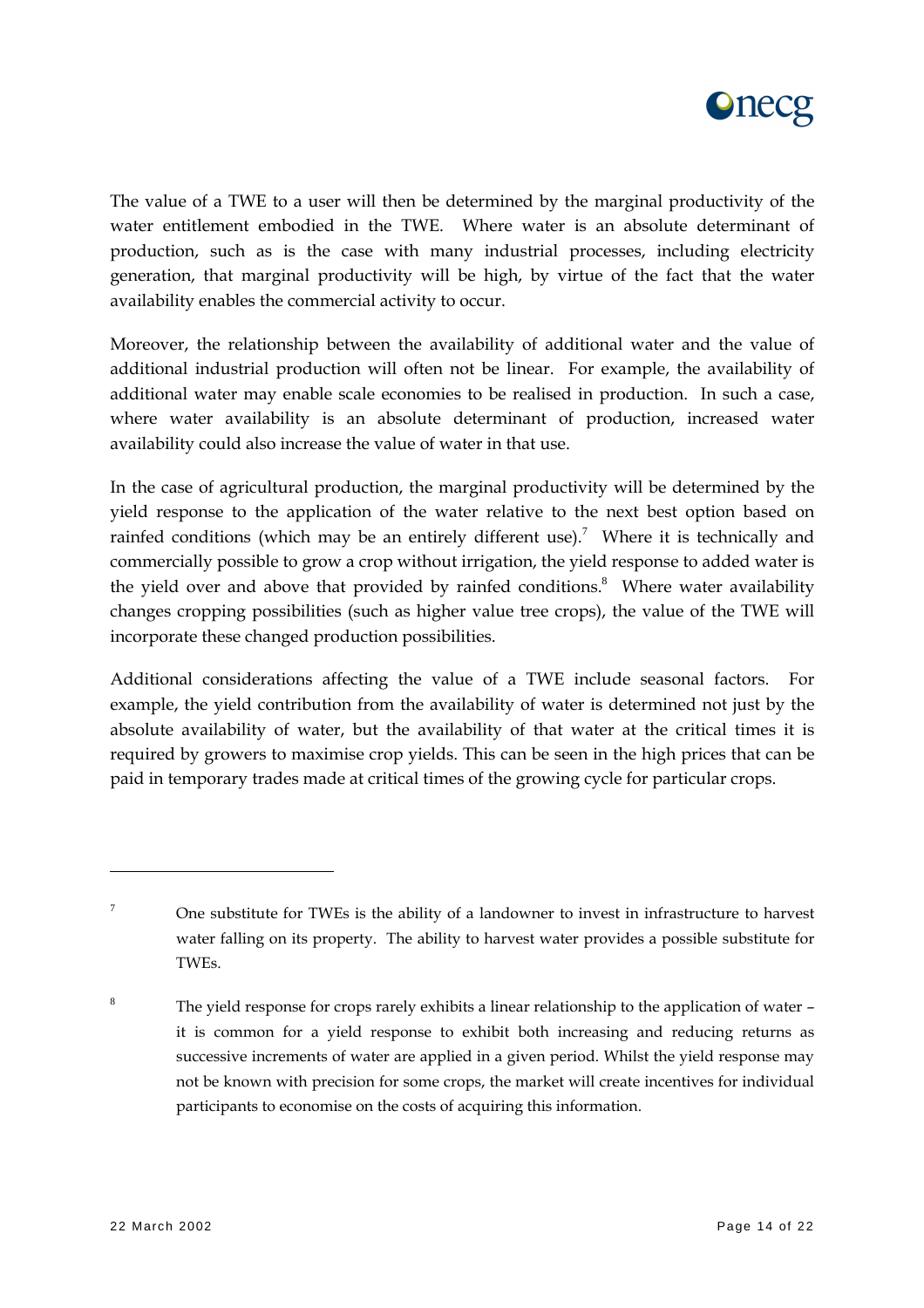The value of a TWE to a user will then be determined by the marginal productivity of the water entitlement embodied in the TWE. Where water is an absolute determinant of production, such as is the case with many industrial processes, including electricity generation, that marginal productivity will be high, by virtue of the fact that the water availability enables the commercial activity to occur.

Moreover, the relationship between the availability of additional water and the value of additional industrial production will often not be linear. For example, the availability of additional water may enable scale economies to be realised in production. In such a case, where water availability is an absolute determinant of production, increased water availability could also increase the value of water in that use.

In the case of agricultural production, the marginal productivity will be determined by the yield response to the application of the water relative to the next best option based on rainfed conditions (which may be an entirely different use).[7] Where it is technically and commercially possible to grow a crop without irrigation, the yield response to added water is the yield over and above that provided by rainfed conditions.[8] Where water availability changes cropping possibilities (such as higher value tree crops), the value of the TWE will incorporate these changed production possibilities.

Additional considerations affecting the value of a TWE include seasonal factors. For example, the yield contribution from the availability of water is determined not just by the absolute availability of water, but the availability of that water at the critical times it is required by growers to maximise crop yields. This can be seen in the high prices that can be paid in temporary trades made at critical times of the growing cycle for particular crops.

---

[7] One substitute for TWEs is the ability of a landowner to invest in infrastructure to harvest water falling on its property. The ability to harvest water provides a possible substitute for TWEs.

[8] The yield response for crops rarely exhibits a linear relationship to the application of water – it is common for a yield response to exhibit both increasing and reducing returns as successive increments of water are applied in a given period. Whilst the yield response may not be known with precision for some crops, the market will create incentives for individual participants to economise on the costs of acquiring this information.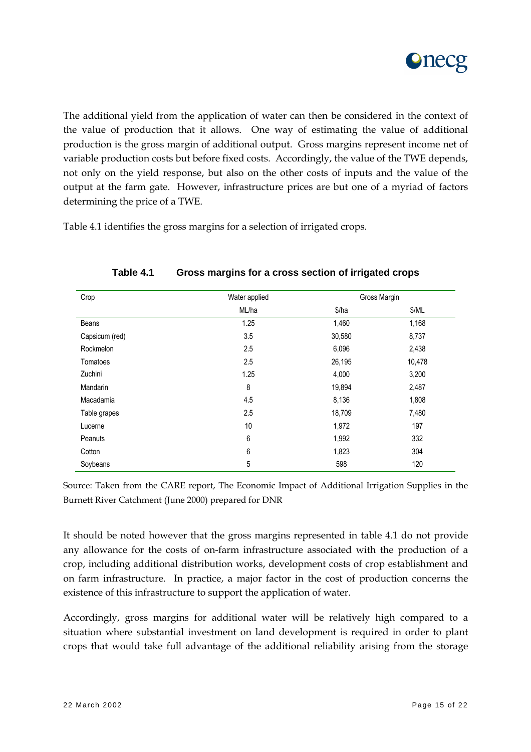The additional yield from the application of water can then be considered in the context of the value of production that it allows. One way of estimating the value of additional production is the gross margin of additional output. Gross margins represent income net of variable production costs but before fixed costs. Accordingly, the value of the TWE depends, not only on the yield response, but also on the other costs of inputs and the value of the output at the farm gate. However, infrastructure prices are but one of a myriad of factors determining the price of a TWE.

Table 4.1 identifies the gross margins for a selection of irrigated crops.

**Table 4.1 Gross margins for a cross section of irrigated crops**

| Crop | Water applied | Gross Margin | |
|---|---|---|---|
| | ML/ha | $/ha | $/ML |
| Beans | 1.25 | 1,460 | 1,168 |
| Capsicum (red) | 3.5 | 30,580 | 8,737 |
| Rockmelon | 2.5 | 6,096 | 2,438 |
| Tomatoes | 2.5 | 26,195 | 10,478 |
| Zuchini | 1.25 | 4,000 | 3,200 |
| Mandarin | 8 | 19,894 | 2,487 |
| Macadamia | 4.5 | 8,136 | 1,808 |
| Table grapes | 2.5 | 18,709 | 7,480 |
| Lucerne | 10 | 1,972 | 197 |
| Peanuts | 6 | 1,992 | 332 |
| Cotton | 6 | 1,823 | 304 |
| Soybeans | 5 | 598 | 120 |

Source: Taken from the CARE report, The Economic Impact of Additional Irrigation Supplies in the Burnett River Catchment (June 2000) prepared for DNR

It should be noted however that the gross margins represented in table 4.1 do not provide any allowance for the costs of on-farm infrastructure associated with the production of a crop, including additional distribution works, development costs of crop establishment and on farm infrastructure. In practice, a major factor in the cost of production concerns the existence of this infrastructure to support the application of water.

Accordingly, gross margins for additional water will be relatively high compared to a situation where substantial investment on land development is required in order to plant crops that would take full advantage of the additional reliability arising from the storage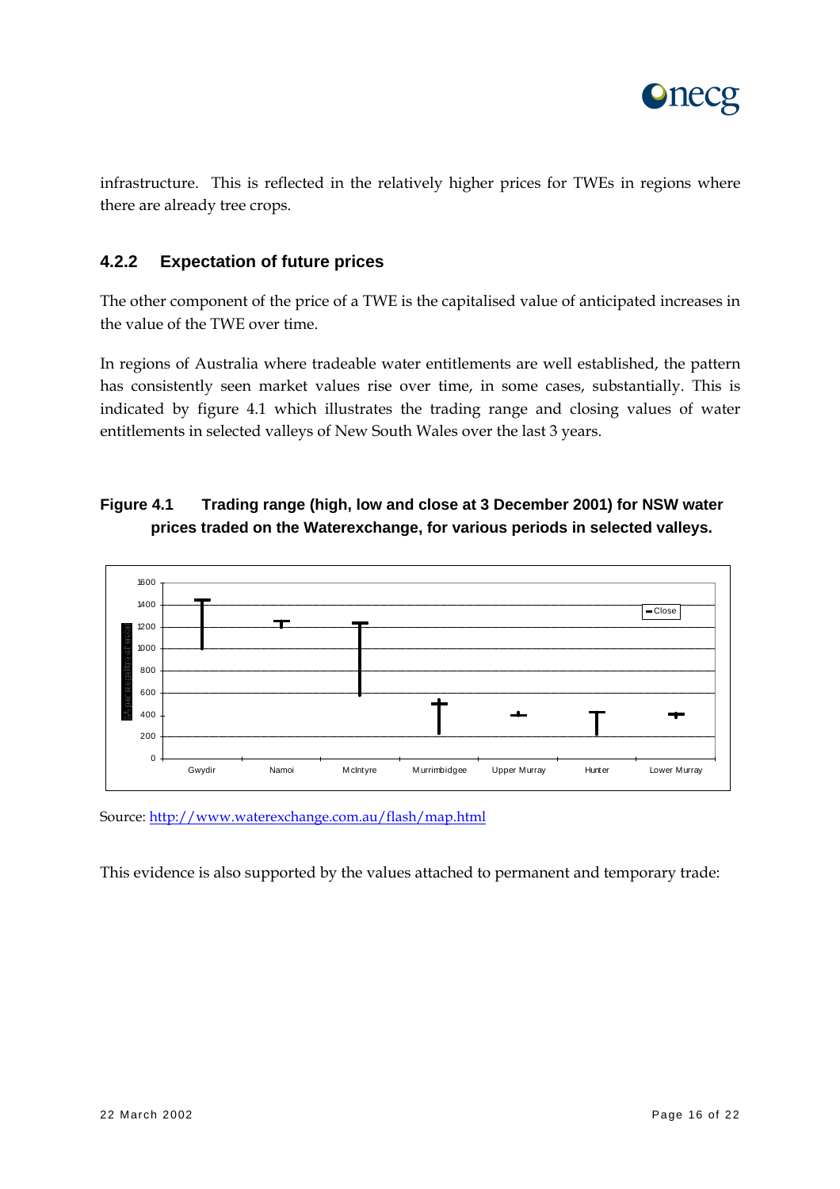infrastructure. This is reflected in the relatively higher prices for TWEs in regions where there are already tree crops.

### 4.2.2 Expectation of future prices

The other component of the price of a TWE is the capitalised value of anticipated increases in the value of the TWE over time.

In regions of Australia where tradeable water entitlements are well established, the pattern has consistently seen market values rise over time, in some cases, substantially. This is indicated by figure 4.1 which illustrates the trading range and closing values of water entitlements in selected valleys of New South Wales over the last 3 years.

**Figure 4.1 Trading range (high, low and close at 3 December 2001) for NSW water prices traded on the Waterexchange, for various periods in selected valleys.**

Source: [http://www.waterexchange.com.au/flash/map.html](http://www.waterexchange.com.au/flash/map.html)

This evidence is also supported by the values attached to permanent and temporary trade: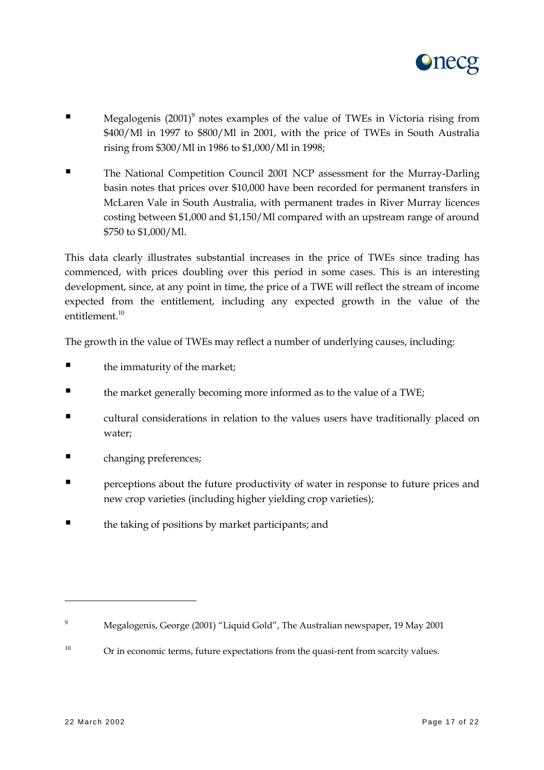- Megalogenis (2001)[9] notes examples of the value of TWEs in Victoria rising from $400/Ml in 1997 to $800/Ml in 2001, with the price of TWEs in South Australia rising from $300/Ml in 1986 to $1,000/Ml in 1998;

- The National Competition Council 2001 NCP assessment for the Murray-Darling basin notes that prices over $10,000 have been recorded for permanent transfers in McLaren Vale in South Australia, with permanent trades in River Murray licences costing between $1,000 and $1,150/Ml compared with an upstream range of around $750 to $1,000/Ml.

This data clearly illustrates substantial increases in the price of TWEs since trading has commenced, with prices doubling over this period in some cases. This is an interesting development, since, at any point in time, the price of a TWE will reflect the stream of income expected from the entitlement, including any expected growth in the value of the entitlement.[10]

The growth in the value of TWEs may reflect a number of underlying causes, including:

- the immaturity of the market;
- the market generally becoming more informed as to the value of a TWE;
- cultural considerations in relation to the values users have traditionally placed on water;
- changing preferences;
- perceptions about the future productivity of water in response to future prices and new crop varieties (including higher yielding crop varieties);
- the taking of positions by market participants; and

---

[9] Megalogenis, George (2001) "Liquid Gold", The Australian newspaper, 19 May 2001

[10] Or in economic terms, future expectations from the quasi-rent from scarcity values.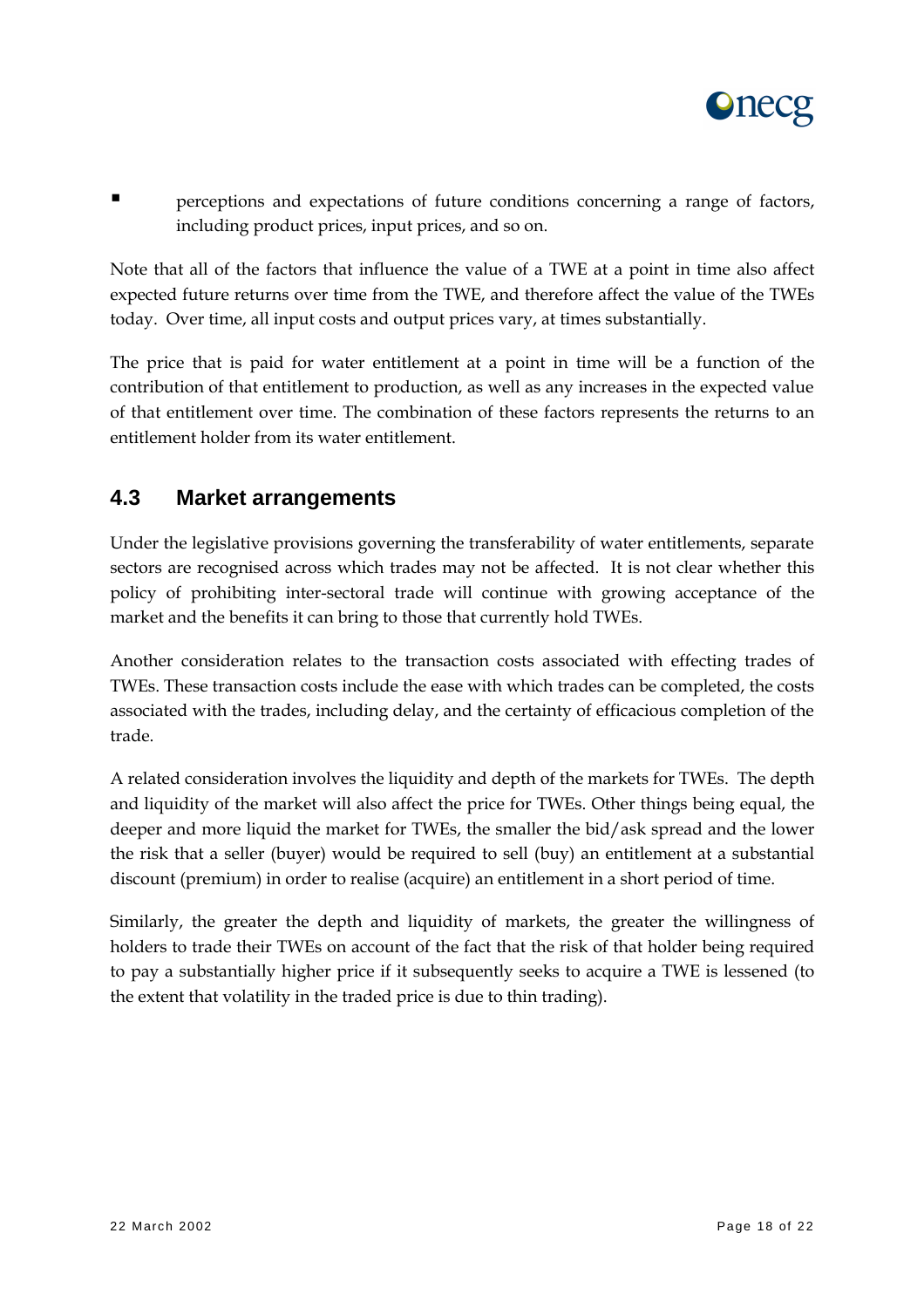- perceptions and expectations of future conditions concerning a range of factors, including product prices, input prices, and so on.

Note that all of the factors that influence the value of a TWE at a point in time also affect expected future returns over time from the TWE, and therefore affect the value of the TWEs today. Over time, all input costs and output prices vary, at times substantially.

The price that is paid for water entitlement at a point in time will be a function of the contribution of that entitlement to production, as well as any increases in the expected value of that entitlement over time. The combination of these factors represents the returns to an entitlement holder from its water entitlement.

## 4.3 Market arrangements

Under the legislative provisions governing the transferability of water entitlements, separate sectors are recognised across which trades may not be affected. It is not clear whether this policy of prohibiting inter-sectoral trade will continue with growing acceptance of the market and the benefits it can bring to those that currently hold TWEs.

Another consideration relates to the transaction costs associated with effecting trades of TWEs. These transaction costs include the ease with which trades can be completed, the costs associated with the trades, including delay, and the certainty of efficacious completion of the trade.

A related consideration involves the liquidity and depth of the markets for TWEs. The depth and liquidity of the market will also affect the price for TWEs. Other things being equal, the deeper and more liquid the market for TWEs, the smaller the bid/ask spread and the lower the risk that a seller (buyer) would be required to sell (buy) an entitlement at a substantial discount (premium) in order to realise (acquire) an entitlement in a short period of time.

Similarly, the greater the depth and liquidity of markets, the greater the willingness of holders to trade their TWEs on account of the fact that the risk of that holder being required to pay a substantially higher price if it subsequently seeks to acquire a TWE is lessened (to the extent that volatility in the traded price is due to thin trading).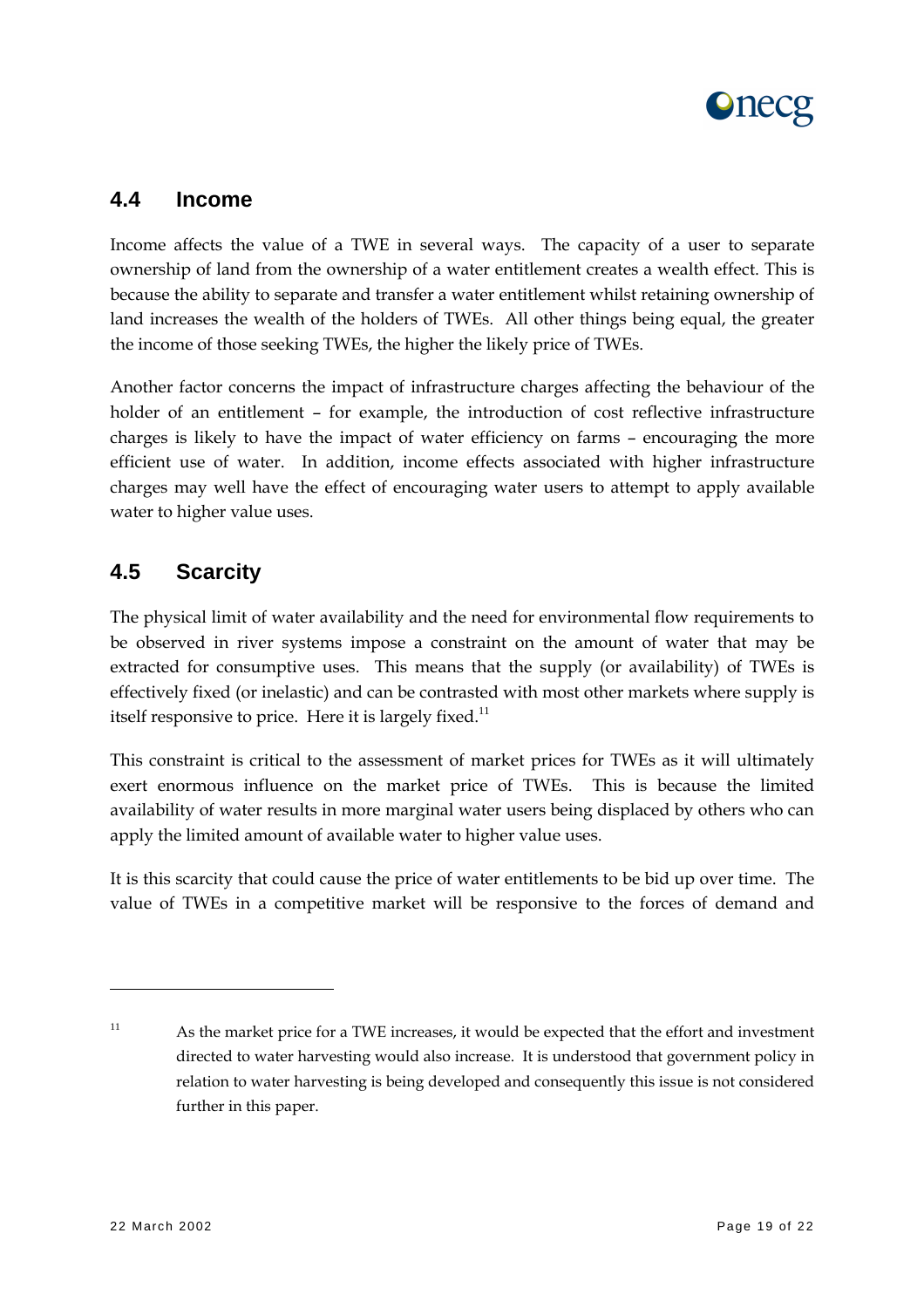## 4.4 Income

Income affects the value of a TWE in several ways. The capacity of a user to separate ownership of land from the ownership of a water entitlement creates a wealth effect. This is because the ability to separate and transfer a water entitlement whilst retaining ownership of land increases the wealth of the holders of TWEs. All other things being equal, the greater the income of those seeking TWEs, the higher the likely price of TWEs.

Another factor concerns the impact of infrastructure charges affecting the behaviour of the holder of an entitlement – for example, the introduction of cost reflective infrastructure charges is likely to have the impact of water efficiency on farms – encouraging the more efficient use of water. In addition, income effects associated with higher infrastructure charges may well have the effect of encouraging water users to attempt to apply available water to higher value uses.

## 4.5 Scarcity

The physical limit of water availability and the need for environmental flow requirements to be observed in river systems impose a constraint on the amount of water that may be extracted for consumptive uses. This means that the supply (or availability) of TWEs is effectively fixed (or inelastic) and can be contrasted with most other markets where supply is itself responsive to price. Here it is largely fixed.[11]

This constraint is critical to the assessment of market prices for TWEs as it will ultimately exert enormous influence on the market price of TWEs. This is because the limited availability of water results in more marginal water users being displaced by others who can apply the limited amount of available water to higher value uses.

It is this scarcity that could cause the price of water entitlements to be bid up over time. The value of TWEs in a competitive market will be responsive to the forces of demand and

---

[11] As the market price for a TWE increases, it would be expected that the effort and investment directed to water harvesting would also increase. It is understood that government policy in relation to water harvesting is being developed and consequently this issue is not considered further in this paper.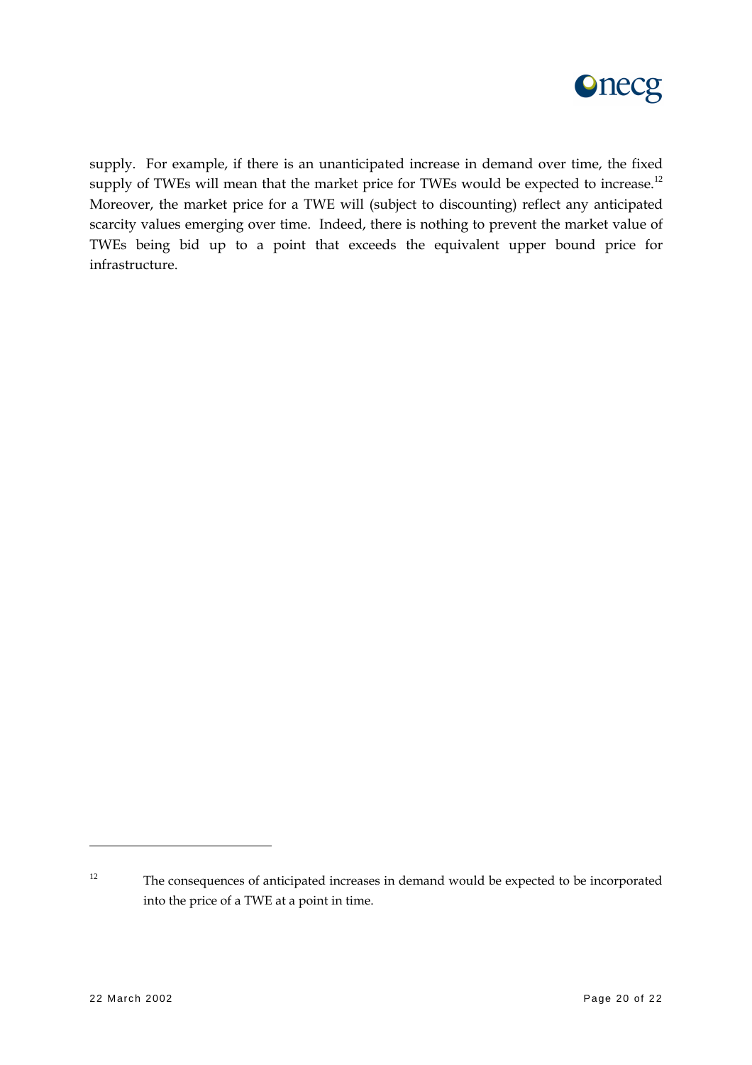supply. For example, if there is an unanticipated increase in demand over time, the fixed supply of TWEs will mean that the market price for TWEs would be expected to increase.[12] Moreover, the market price for a TWE will (subject to discounting) reflect any anticipated scarcity values emerging over time. Indeed, there is nothing to prevent the market value of TWEs being bid up to a point that exceeds the equivalent upper bound price for infrastructure.

---

[12] The consequences of anticipated increases in demand would be expected to be incorporated into the price of a TWE at a point in time.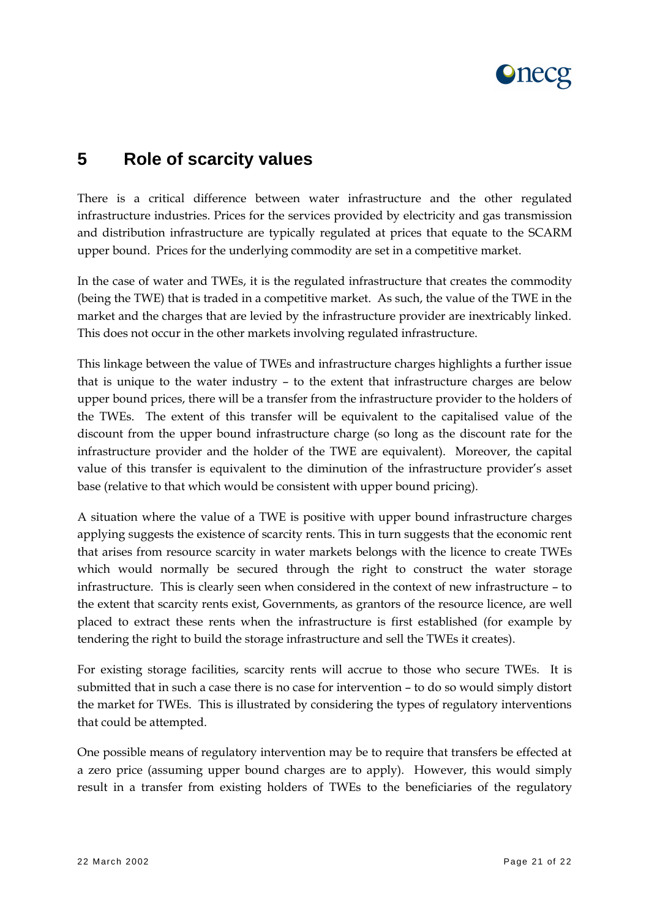## 5 Role of scarcity values

There is a critical difference between water infrastructure and the other regulated infrastructure industries. Prices for the services provided by electricity and gas transmission and distribution infrastructure are typically regulated at prices that equate to the SCARM upper bound. Prices for the underlying commodity are set in a competitive market.

In the case of water and TWEs, it is the regulated infrastructure that creates the commodity (being the TWE) that is traded in a competitive market. As such, the value of the TWE in the market and the charges that are levied by the infrastructure provider are inextricably linked. This does not occur in the other markets involving regulated infrastructure.

This linkage between the value of TWEs and infrastructure charges highlights a further issue that is unique to the water industry – to the extent that infrastructure charges are below upper bound prices, there will be a transfer from the infrastructure provider to the holders of the TWEs. The extent of this transfer will be equivalent to the capitalised value of the discount from the upper bound infrastructure charge (so long as the discount rate for the infrastructure provider and the holder of the TWE are equivalent). Moreover, the capital value of this transfer is equivalent to the diminution of the infrastructure provider's asset base (relative to that which would be consistent with upper bound pricing).

A situation where the value of a TWE is positive with upper bound infrastructure charges applying suggests the existence of scarcity rents. This in turn suggests that the economic rent that arises from resource scarcity in water markets belongs with the licence to create TWEs which would normally be secured through the right to construct the water storage infrastructure. This is clearly seen when considered in the context of new infrastructure – to the extent that scarcity rents exist, Governments, as grantors of the resource licence, are well placed to extract these rents when the infrastructure is first established (for example by tendering the right to build the storage infrastructure and sell the TWEs it creates).

For existing storage facilities, scarcity rents will accrue to those who secure TWEs. It is submitted that in such a case there is no case for intervention – to do so would simply distort the market for TWEs. This is illustrated by considering the types of regulatory interventions that could be attempted.

One possible means of regulatory intervention may be to require that transfers be effected at a zero price (assuming upper bound charges are to apply). However, this would simply result in a transfer from existing holders of TWEs to the beneficiaries of the regulatory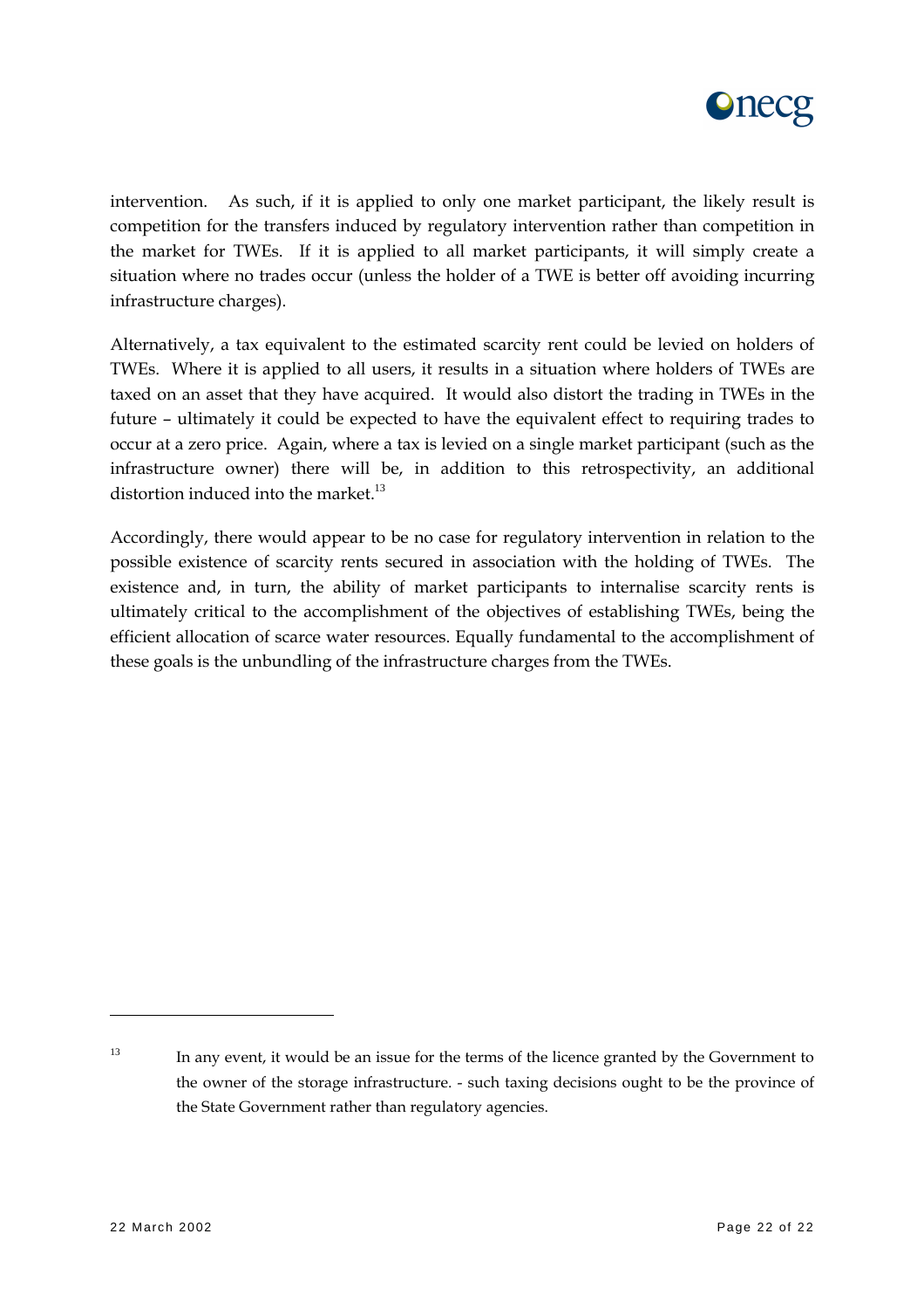intervention. As such, if it is applied to only one market participant, the likely result is competition for the transfers induced by regulatory intervention rather than competition in the market for TWEs. If it is applied to all market participants, it will simply create a situation where no trades occur (unless the holder of a TWE is better off avoiding incurring infrastructure charges).

Alternatively, a tax equivalent to the estimated scarcity rent could be levied on holders of TWEs. Where it is applied to all users, it results in a situation where holders of TWEs are taxed on an asset that they have acquired. It would also distort the trading in TWEs in the future – ultimately it could be expected to have the equivalent effect to requiring trades to occur at a zero price. Again, where a tax is levied on a single market participant (such as the infrastructure owner) there will be, in addition to this retrospectivity, an additional distortion induced into the market.[13]

Accordingly, there would appear to be no case for regulatory intervention in relation to the possible existence of scarcity rents secured in association with the holding of TWEs. The existence and, in turn, the ability of market participants to internalise scarcity rents is ultimately critical to the accomplishment of the objectives of establishing TWEs, being the efficient allocation of scarce water resources. Equally fundamental to the accomplishment of these goals is the unbundling of the infrastructure charges from the TWEs.

---

[13] In any event, it would be an issue for the terms of the licence granted by the Government to the owner of the storage infrastructure. - such taxing decisions ought to be the province of the State Government rather than regulatory agencies.